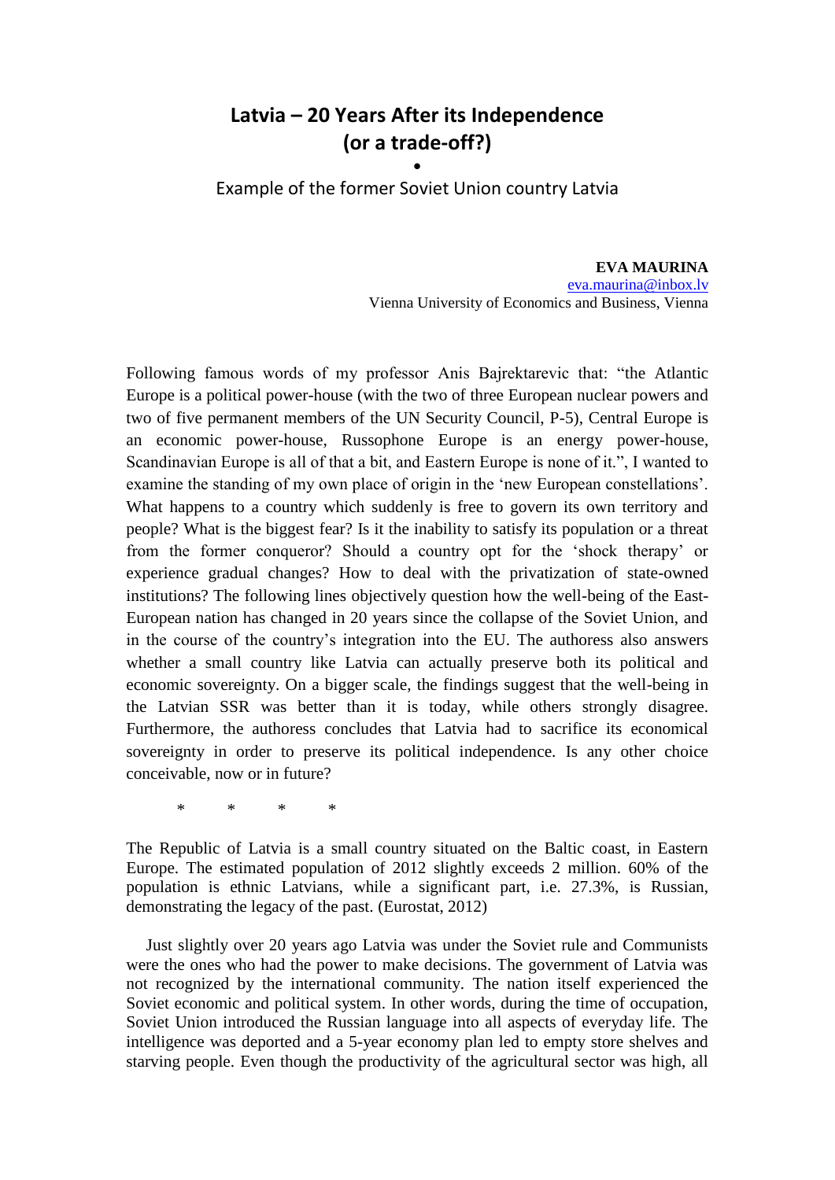# Latvia – 20 Years After its Independence (or a trade-off?)

•

Example of the former Soviet Union country Latvia

**EVA MAURINA**
eva.maurina@inbox.lv
Vienna University of Economics and Business, Vienna

Following famous words of my professor Anis Bajrektarevic that: "the Atlantic Europe is a political power-house (with the two of three European nuclear powers and two of five permanent members of the UN Security Council, P-5), Central Europe is an economic power-house, Russophone Europe is an energy power-house, Scandinavian Europe is all of that a bit, and Eastern Europe is none of it.", I wanted to examine the standing of my own place of origin in the 'new European constellations'. What happens to a country which suddenly is free to govern its own territory and people? What is the biggest fear? Is it the inability to satisfy its population or a threat from the former conqueror? Should a country opt for the 'shock therapy' or experience gradual changes? How to deal with the privatization of state-owned institutions? The following lines objectively question how the well-being of the East-European nation has changed in 20 years since the collapse of the Soviet Union, and in the course of the country's integration into the EU. The authoress also answers whether a small country like Latvia can actually preserve both its political and economic sovereignty. On a bigger scale, the findings suggest that the well-being in the Latvian SSR was better than it is today, while others strongly disagree. Furthermore, the authoress concludes that Latvia had to sacrifice its economical sovereignty in order to preserve its political independence. Is any other choice conceivable, now or in future?

\*   \*   \*   \*

The Republic of Latvia is a small country situated on the Baltic coast, in Eastern Europe. The estimated population of 2012 slightly exceeds 2 million. 60% of the population is ethnic Latvians, while a significant part, i.e. 27.3%, is Russian, demonstrating the legacy of the past. (Eurostat, 2012)

Just slightly over 20 years ago Latvia was under the Soviet rule and Communists were the ones who had the power to make decisions. The government of Latvia was not recognized by the international community. The nation itself experienced the Soviet economic and political system. In other words, during the time of occupation, Soviet Union introduced the Russian language into all aspects of everyday life. The intelligence was deported and a 5-year economy plan led to empty store shelves and starving people. Even though the productivity of the agricultural sector was high, all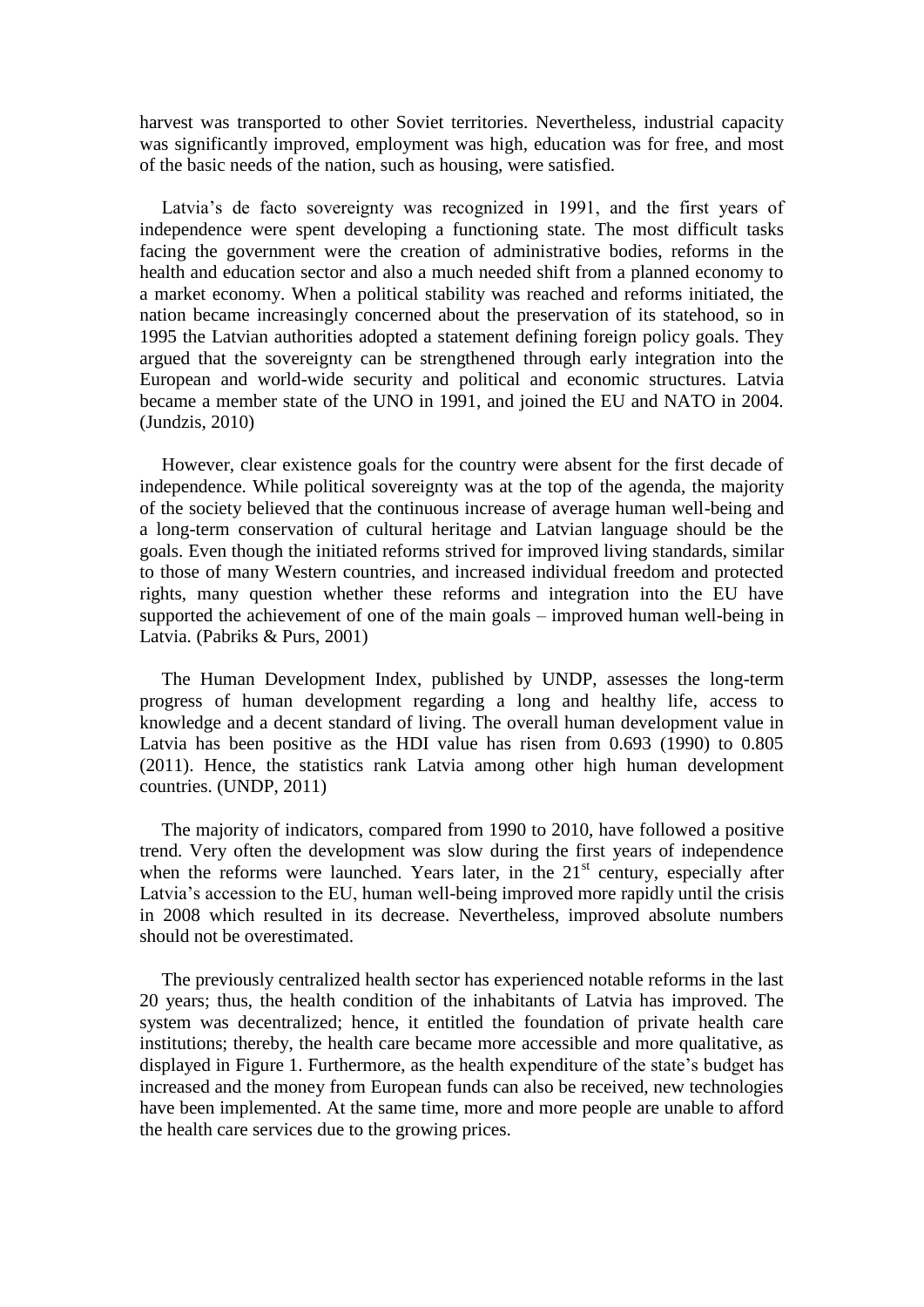harvest was transported to other Soviet territories. Nevertheless, industrial capacity was significantly improved, employment was high, education was for free, and most of the basic needs of the nation, such as housing, were satisfied.

Latvia's de facto sovereignty was recognized in 1991, and the first years of independence were spent developing a functioning state. The most difficult tasks facing the government were the creation of administrative bodies, reforms in the health and education sector and also a much needed shift from a planned economy to a market economy. When a political stability was reached and reforms initiated, the nation became increasingly concerned about the preservation of its statehood, so in 1995 the Latvian authorities adopted a statement defining foreign policy goals. They argued that the sovereignty can be strengthened through early integration into the European and world-wide security and political and economic structures. Latvia became a member state of the UNO in 1991, and joined the EU and NATO in 2004. (Jundzis, 2010)

However, clear existence goals for the country were absent for the first decade of independence. While political sovereignty was at the top of the agenda, the majority of the society believed that the continuous increase of average human well-being and a long-term conservation of cultural heritage and Latvian language should be the goals. Even though the initiated reforms strived for improved living standards, similar to those of many Western countries, and increased individual freedom and protected rights, many question whether these reforms and integration into the EU have supported the achievement of one of the main goals – improved human well-being in Latvia. (Pabriks & Purs, 2001)

The Human Development Index, published by UNDP, assesses the long-term progress of human development regarding a long and healthy life, access to knowledge and a decent standard of living. The overall human development value in Latvia has been positive as the HDI value has risen from 0.693 (1990) to 0.805 (2011). Hence, the statistics rank Latvia among other high human development countries. (UNDP, 2011)

The majority of indicators, compared from 1990 to 2010, have followed a positive trend. Very often the development was slow during the first years of independence when the reforms were launched. Years later, in the 21st century, especially after Latvia's accession to the EU, human well-being improved more rapidly until the crisis in 2008 which resulted in its decrease. Nevertheless, improved absolute numbers should not be overestimated.

The previously centralized health sector has experienced notable reforms in the last 20 years; thus, the health condition of the inhabitants of Latvia has improved. The system was decentralized; hence, it entitled the foundation of private health care institutions; thereby, the health care became more accessible and more qualitative, as displayed in Figure 1. Furthermore, as the health expenditure of the state's budget has increased and the money from European funds can also be received, new technologies have been implemented. At the same time, more and more people are unable to afford the health care services due to the growing prices.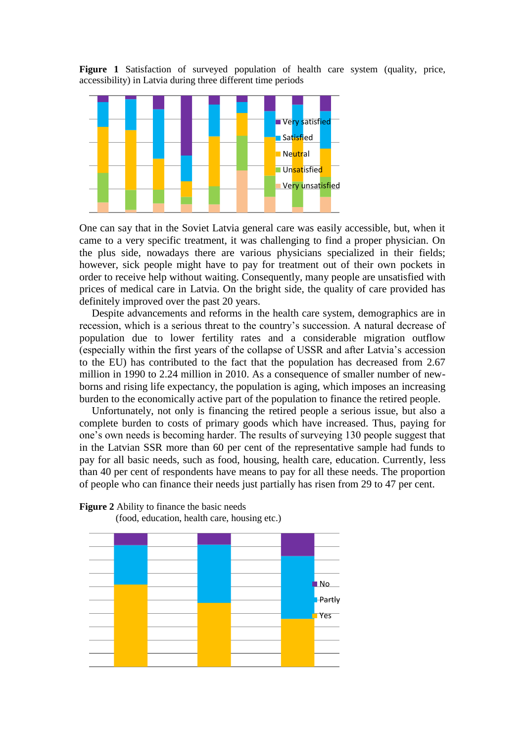**Figure 1** Satisfaction of surveyed population of health care system (quality, price, accessibility) in Latvia during three different time periods

One can say that in the Soviet Latvia general care was easily accessible, but, when it came to a very specific treatment, it was challenging to find a proper physician. On the plus side, nowadays there are various physicians specialized in their fields; however, sick people might have to pay for treatment out of their own pockets in order to receive help without waiting. Consequently, many people are unsatisfied with prices of medical care in Latvia. On the bright side, the quality of care provided has definitely improved over the past 20 years.

Despite advancements and reforms in the health care system, demographics are in recession, which is a serious threat to the country's succession. A natural decrease of population due to lower fertility rates and a considerable migration outflow (especially within the first years of the collapse of USSR and after Latvia's accession to the EU) has contributed to the fact that the population has decreased from 2.67 million in 1990 to 2.24 million in 2010. As a consequence of smaller number of new-borns and rising life expectancy, the population is aging, which imposes an increasing burden to the economically active part of the population to finance the retired people.

Unfortunately, not only is financing the retired people a serious issue, but also a complete burden to costs of primary goods which have increased. Thus, paying for one's own needs is becoming harder. The results of surveying 130 people suggest that in the Latvian SSR more than 60 per cent of the representative sample had funds to pay for all basic needs, such as food, housing, health care, education. Currently, less than 40 per cent of respondents have means to pay for all these needs. The proportion of people who can finance their needs just partially has risen from 29 to 47 per cent.

**Figure 2** Ability to finance the basic needs (food, education, health care, housing etc.)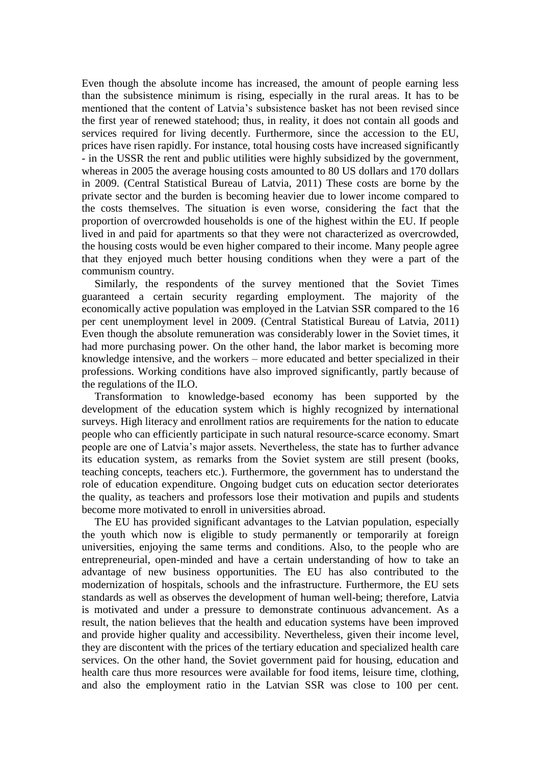Even though the absolute income has increased, the amount of people earning less than the subsistence minimum is rising, especially in the rural areas. It has to be mentioned that the content of Latvia's subsistence basket has not been revised since the first year of renewed statehood; thus, in reality, it does not contain all goods and services required for living decently. Furthermore, since the accession to the EU, prices have risen rapidly. For instance, total housing costs have increased significantly - in the USSR the rent and public utilities were highly subsidized by the government, whereas in 2005 the average housing costs amounted to 80 US dollars and 170 dollars in 2009. (Central Statistical Bureau of Latvia, 2011) These costs are borne by the private sector and the burden is becoming heavier due to lower income compared to the costs themselves. The situation is even worse, considering the fact that the proportion of overcrowded households is one of the highest within the EU. If people lived in and paid for apartments so that they were not characterized as overcrowded, the housing costs would be even higher compared to their income. Many people agree that they enjoyed much better housing conditions when they were a part of the communism country.

Similarly, the respondents of the survey mentioned that the Soviet Times guaranteed a certain security regarding employment. The majority of the economically active population was employed in the Latvian SSR compared to the 16 per cent unemployment level in 2009. (Central Statistical Bureau of Latvia, 2011) Even though the absolute remuneration was considerably lower in the Soviet times, it had more purchasing power. On the other hand, the labor market is becoming more knowledge intensive, and the workers – more educated and better specialized in their professions. Working conditions have also improved significantly, partly because of the regulations of the ILO.

Transformation to knowledge-based economy has been supported by the development of the education system which is highly recognized by international surveys. High literacy and enrollment ratios are requirements for the nation to educate people who can efficiently participate in such natural resource-scarce economy. Smart people are one of Latvia's major assets. Nevertheless, the state has to further advance its education system, as remarks from the Soviet system are still present (books, teaching concepts, teachers etc.). Furthermore, the government has to understand the role of education expenditure. Ongoing budget cuts on education sector deteriorates the quality, as teachers and professors lose their motivation and pupils and students become more motivated to enroll in universities abroad.

The EU has provided significant advantages to the Latvian population, especially the youth which now is eligible to study permanently or temporarily at foreign universities, enjoying the same terms and conditions. Also, to the people who are entrepreneurial, open-minded and have a certain understanding of how to take an advantage of new business opportunities. The EU has also contributed to the modernization of hospitals, schools and the infrastructure. Furthermore, the EU sets standards as well as observes the development of human well-being; therefore, Latvia is motivated and under a pressure to demonstrate continuous advancement. As a result, the nation believes that the health and education systems have been improved and provide higher quality and accessibility. Nevertheless, given their income level, they are discontent with the prices of the tertiary education and specialized health care services. On the other hand, the Soviet government paid for housing, education and health care thus more resources were available for food items, leisure time, clothing, and also the employment ratio in the Latvian SSR was close to 100 per cent.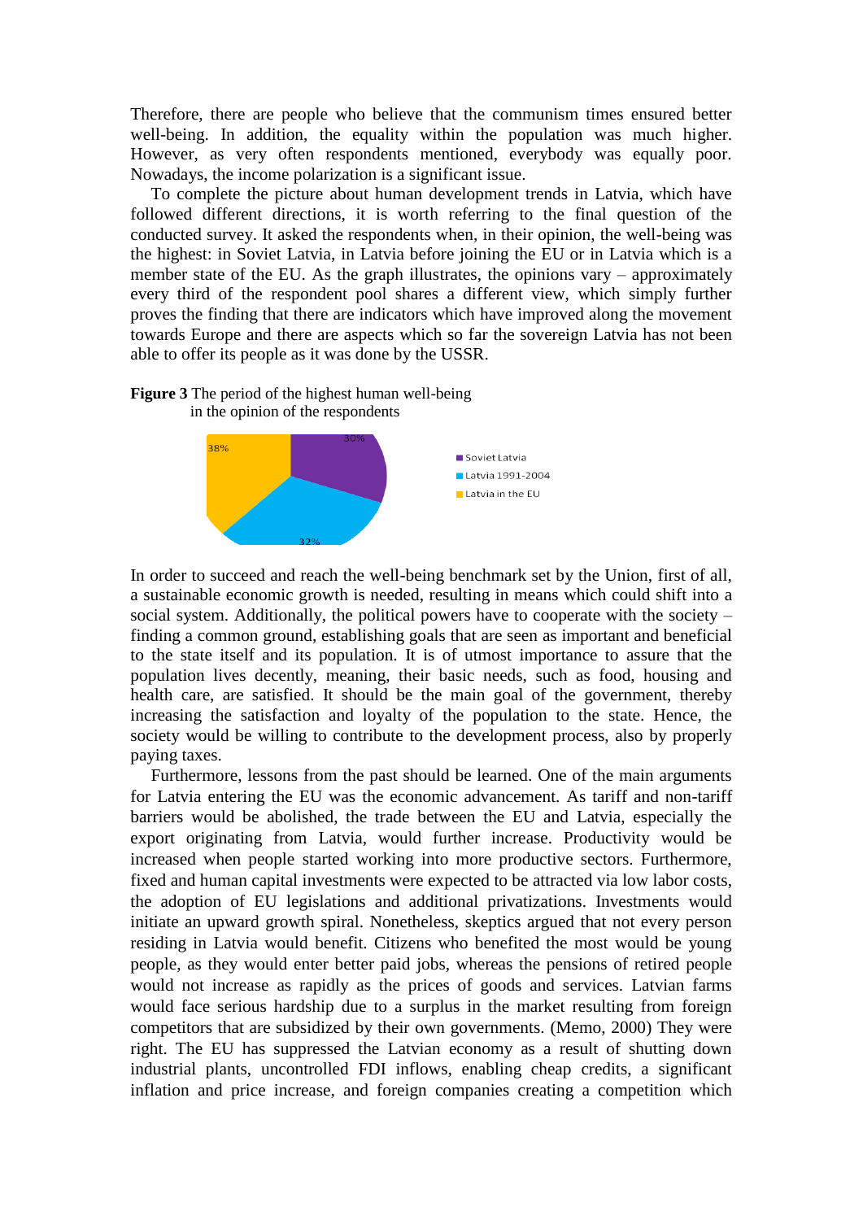Therefore, there are people who believe that the communism times ensured better well-being. In addition, the equality within the population was much higher. However, as very often respondents mentioned, everybody was equally poor. Nowadays, the income polarization is a significant issue.

To complete the picture about human development trends in Latvia, which have followed different directions, it is worth referring to the final question of the conducted survey. It asked the respondents when, in their opinion, the well-being was the highest: in Soviet Latvia, in Latvia before joining the EU or in Latvia which is a member state of the EU. As the graph illustrates, the opinions vary – approximately every third of the respondent pool shares a different view, which simply further proves the finding that there are indicators which have improved along the movement towards Europe and there are aspects which so far the sovereign Latvia has not been able to offer its people as it was done by the USSR.

**Figure 3** The period of the highest human well-being in the opinion of the respondents

| Period | Share |
|---|---|
| Soviet Latvia | 30% |
| Latvia 1991-2004 | 32% |
| Latvia in the EU | 38% |

In order to succeed and reach the well-being benchmark set by the Union, first of all, a sustainable economic growth is needed, resulting in means which could shift into a social system. Additionally, the political powers have to cooperate with the society – finding a common ground, establishing goals that are seen as important and beneficial to the state itself and its population. It is of utmost importance to assure that the population lives decently, meaning, their basic needs, such as food, housing and health care, are satisfied. It should be the main goal of the government, thereby increasing the satisfaction and loyalty of the population to the state. Hence, the society would be willing to contribute to the development process, also by properly paying taxes.

Furthermore, lessons from the past should be learned. One of the main arguments for Latvia entering the EU was the economic advancement. As tariff and non-tariff barriers would be abolished, the trade between the EU and Latvia, especially the export originating from Latvia, would further increase. Productivity would be increased when people started working into more productive sectors. Furthermore, fixed and human capital investments were expected to be attracted via low labor costs, the adoption of EU legislations and additional privatizations. Investments would initiate an upward growth spiral. Nonetheless, skeptics argued that not every person residing in Latvia would benefit. Citizens who benefited the most would be young people, as they would enter better paid jobs, whereas the pensions of retired people would not increase as rapidly as the prices of goods and services. Latvian farms would face serious hardship due to a surplus in the market resulting from foreign competitors that are subsidized by their own governments. (Memo, 2000) They were right. The EU has suppressed the Latvian economy as a result of shutting down industrial plants, uncontrolled FDI inflows, enabling cheap credits, a significant inflation and price increase, and foreign companies creating a competition which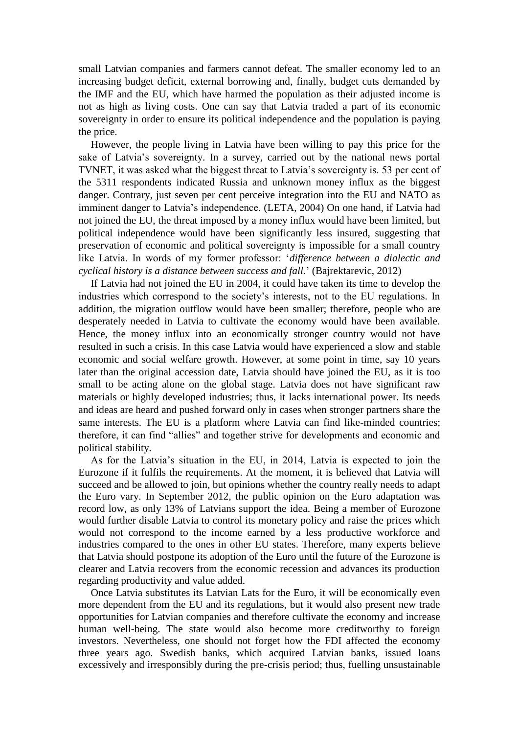small Latvian companies and farmers cannot defeat. The smaller economy led to an increasing budget deficit, external borrowing and, finally, budget cuts demanded by the IMF and the EU, which have harmed the population as their adjusted income is not as high as living costs. One can say that Latvia traded a part of its economic sovereignty in order to ensure its political independence and the population is paying the price.

However, the people living in Latvia have been willing to pay this price for the sake of Latvia's sovereignty. In a survey, carried out by the national news portal TVNET, it was asked what the biggest threat to Latvia's sovereignty is. 53 per cent of the 5311 respondents indicated Russia and unknown money influx as the biggest danger. Contrary, just seven per cent perceive integration into the EU and NATO as imminent danger to Latvia's independence. (LETA, 2004) On one hand, if Latvia had not joined the EU, the threat imposed by a money influx would have been limited, but political independence would have been significantly less insured, suggesting that preservation of economic and political sovereignty is impossible for a small country like Latvia. In words of my former professor: '*difference between a dialectic and cyclical history is a distance between success and fall.*' (Bajrektarevic, 2012)

If Latvia had not joined the EU in 2004, it could have taken its time to develop the industries which correspond to the society's interests, not to the EU regulations. In addition, the migration outflow would have been smaller; therefore, people who are desperately needed in Latvia to cultivate the economy would have been available. Hence, the money influx into an economically stronger country would not have resulted in such a crisis. In this case Latvia would have experienced a slow and stable economic and social welfare growth. However, at some point in time, say 10 years later than the original accession date, Latvia should have joined the EU, as it is too small to be acting alone on the global stage. Latvia does not have significant raw materials or highly developed industries; thus, it lacks international power. Its needs and ideas are heard and pushed forward only in cases when stronger partners share the same interests. The EU is a platform where Latvia can find like-minded countries; therefore, it can find "allies" and together strive for developments and economic and political stability.

As for the Latvia's situation in the EU, in 2014, Latvia is expected to join the Eurozone if it fulfils the requirements. At the moment, it is believed that Latvia will succeed and be allowed to join, but opinions whether the country really needs to adapt the Euro vary. In September 2012, the public opinion on the Euro adaptation was record low, as only 13% of Latvians support the idea. Being a member of Eurozone would further disable Latvia to control its monetary policy and raise the prices which would not correspond to the income earned by a less productive workforce and industries compared to the ones in other EU states. Therefore, many experts believe that Latvia should postpone its adoption of the Euro until the future of the Eurozone is clearer and Latvia recovers from the economic recession and advances its production regarding productivity and value added.

Once Latvia substitutes its Latvian Lats for the Euro, it will be economically even more dependent from the EU and its regulations, but it would also present new trade opportunities for Latvian companies and therefore cultivate the economy and increase human well-being. The state would also become more creditworthy to foreign investors. Nevertheless, one should not forget how the FDI affected the economy three years ago. Swedish banks, which acquired Latvian banks, issued loans excessively and irresponsibly during the pre-crisis period; thus, fuelling unsustainable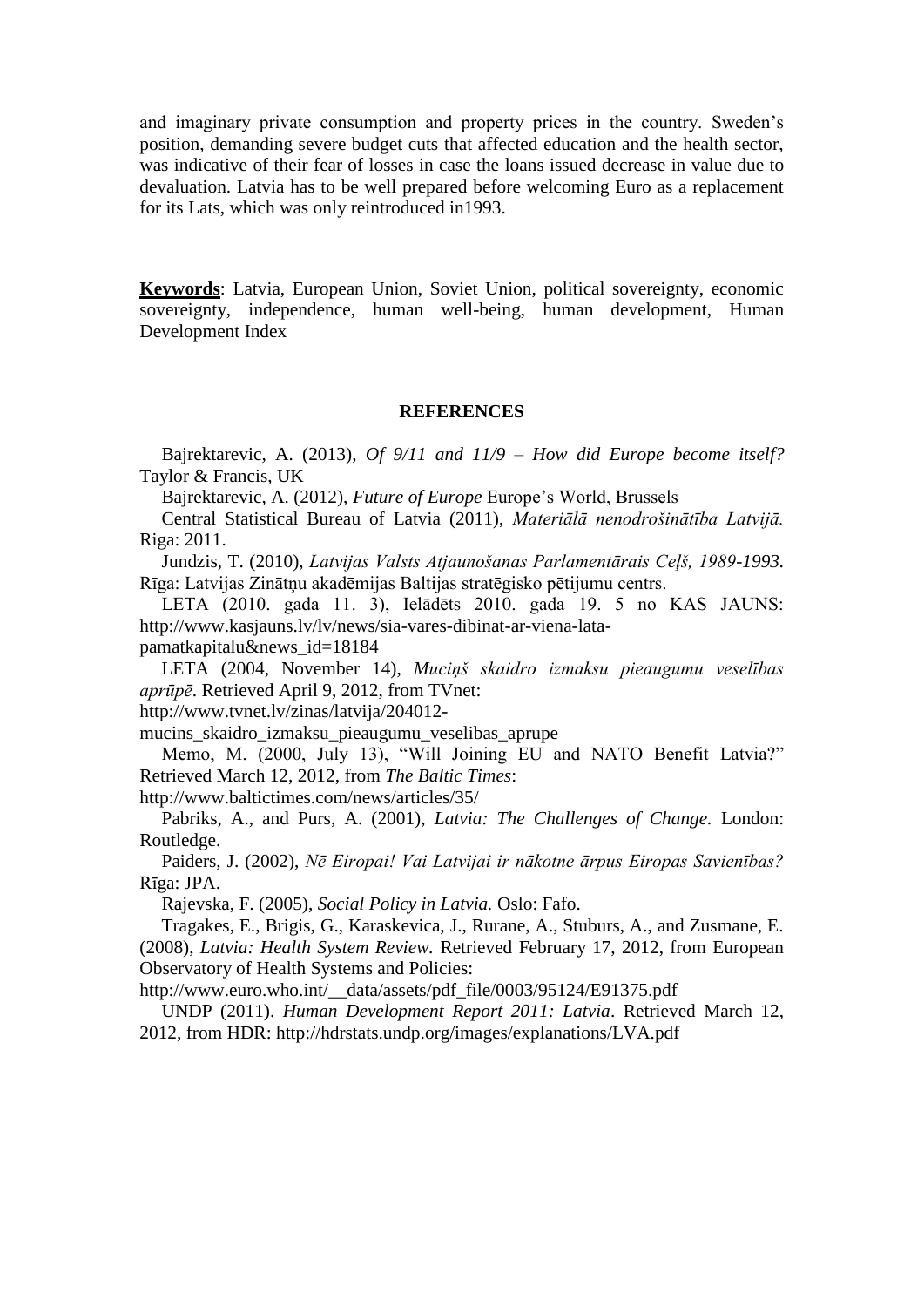and imaginary private consumption and property prices in the country. Sweden's position, demanding severe budget cuts that affected education and the health sector, was indicative of their fear of losses in case the loans issued decrease in value due to devaluation. Latvia has to be well prepared before welcoming Euro as a replacement for its Lats, which was only reintroduced in1993.

**Keywords**: Latvia, European Union, Soviet Union, political sovereignty, economic sovereignty, independence, human well-being, human development, Human Development Index

## REFERENCES

Bajrektarevic, A. (2013), *Of 9/11 and 11/9 – How did Europe become itself?* Taylor & Francis, UK

Bajrektarevic, A. (2012), *Future of Europe* Europe's World, Brussels

Central Statistical Bureau of Latvia (2011), *Materiālā nenodrošinātība Latvijā.* Riga: 2011.

Jundzis, T. (2010), *Latvijas Valsts Atjaunošanas Parlamentārais Ceļš, 1989-1993.* Rīga: Latvijas Zinātņu akadēmijas Baltijas stratēgisko pētijumu centrs.

LETA (2010. gada 11. 3), Ielādēts 2010. gada 19. 5 no KAS JAUNS: http://www.kasjauns.lv/lv/news/sia-vares-dibinat-ar-viena-lata-pamatkapitalu&news_id=18184

LETA (2004, November 14), *Muciņš skaidro izmaksu pieaugumu veselības aprūpē*. Retrieved April 9, 2012, from TVnet: http://www.tvnet.lv/zinas/latvija/204012-mucins_skaidro_izmaksu_pieaugumu_veselibas_aprupe

Memo, M. (2000, July 13), "Will Joining EU and NATO Benefit Latvia?" Retrieved March 12, 2012, from *The Baltic Times*: http://www.baltictimes.com/news/articles/35/

Pabriks, A., and Purs, A. (2001), *Latvia: The Challenges of Change.* London: Routledge.

Paiders, J. (2002), *Nē Eiropai! Vai Latvijai ir nākotne ārpus Eiropas Savienības?* Rīga: JPA.

Rajevska, F. (2005), *Social Policy in Latvia.* Oslo: Fafo.

Tragakes, E., Brigis, G., Karaskevica, J., Rurane, A., Stuburs, A., and Zusmane, E. (2008), *Latvia: Health System Review.* Retrieved February 17, 2012, from European Observatory of Health Systems and Policies: http://www.euro.who.int/__data/assets/pdf_file/0003/95124/E91375.pdf

UNDP (2011). *Human Development Report 2011: Latvia*. Retrieved March 12, 2012, from HDR: http://hdrstats.undp.org/images/explanations/LVA.pdf